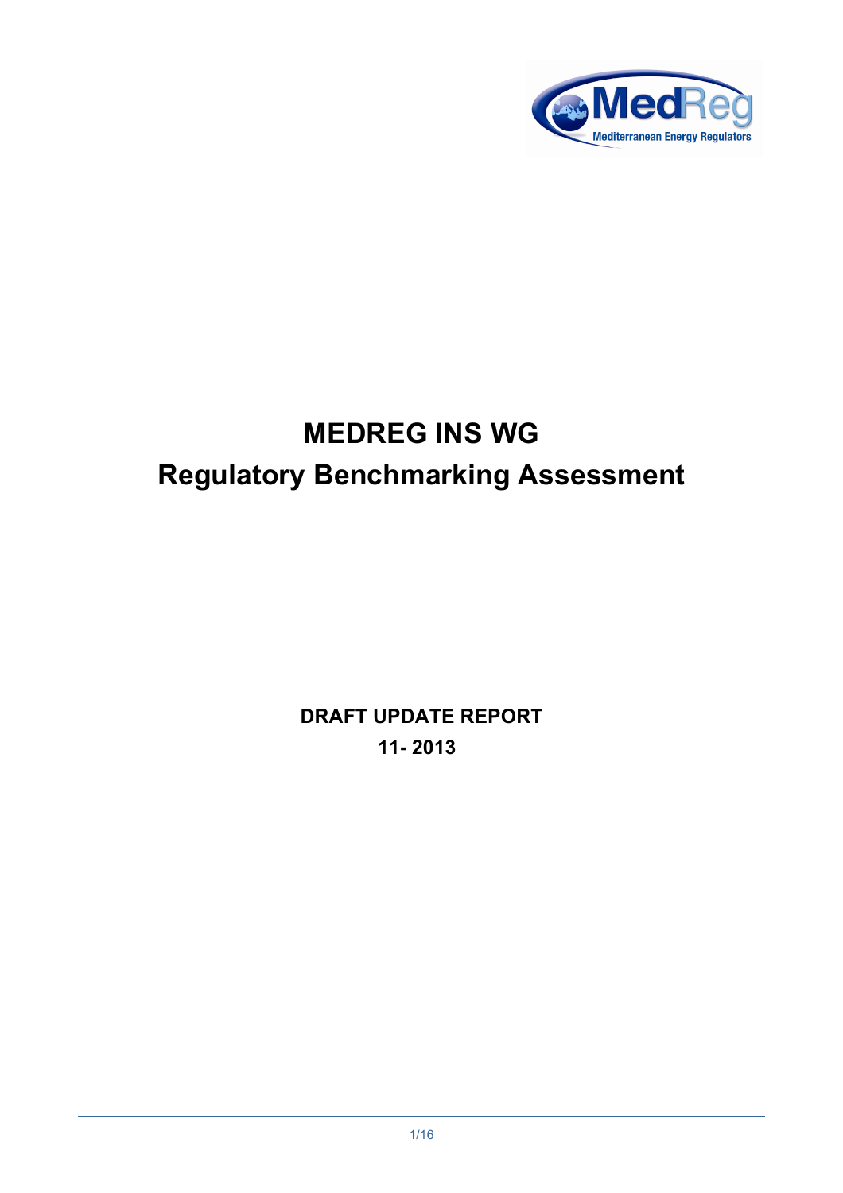# MEDREG INS WG

# Regulatory Benchmarking Assessment

**DRAFT UPDATE REPORT**

**11- 2013**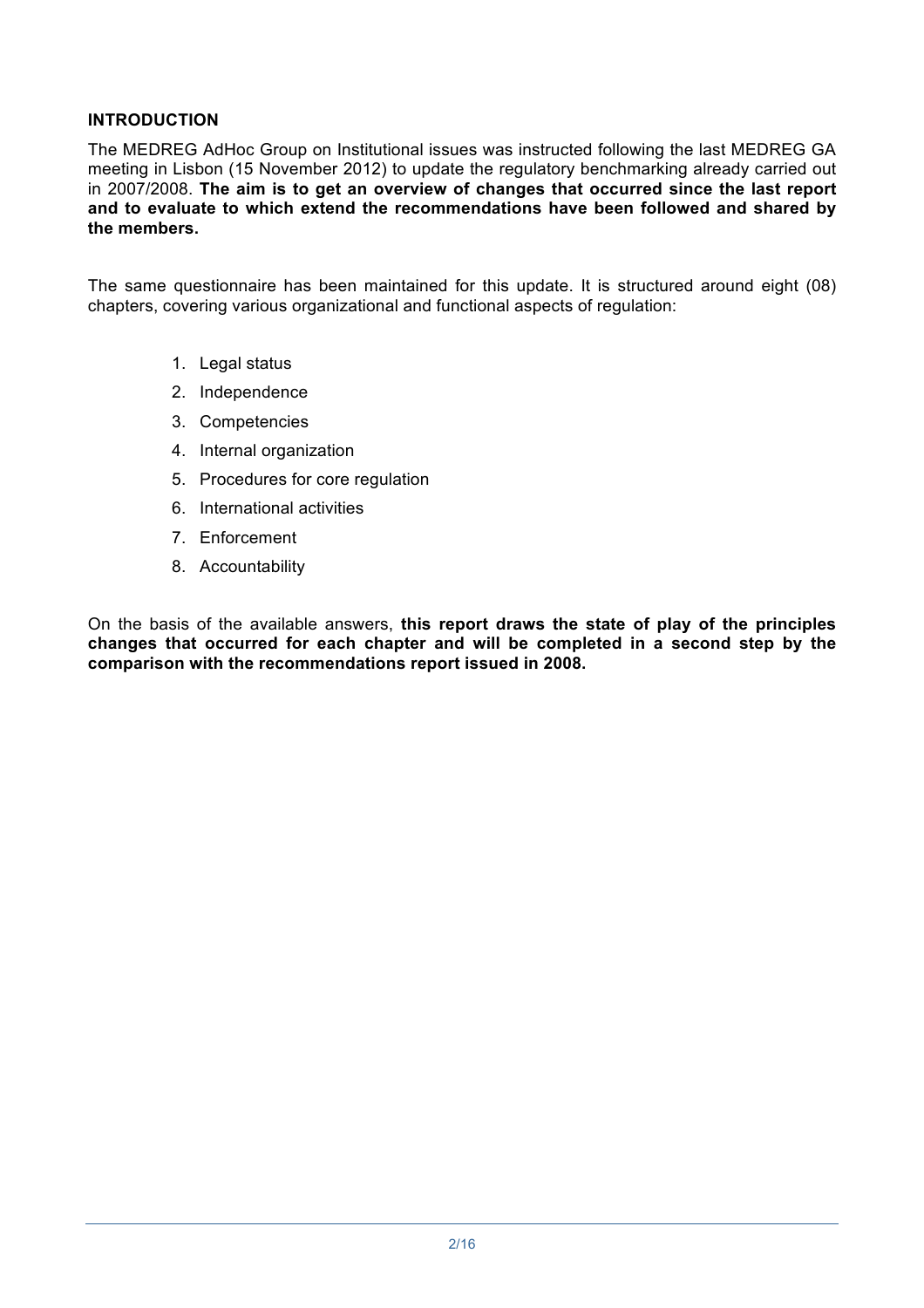## INTRODUCTION

The MEDREG AdHoc Group on Institutional issues was instructed following the last MEDREG GA meeting in Lisbon (15 November 2012) to update the regulatory benchmarking already carried out in 2007/2008. **The aim is to get an overview of changes that occurred since the last report and to evaluate to which extend the recommendations have been followed and shared by the members.**

The same questionnaire has been maintained for this update. It is structured around eight (08) chapters, covering various organizational and functional aspects of regulation:

1. Legal status
2. Independence
3. Competencies
4. Internal organization
5. Procedures for core regulation
6. International activities
7. Enforcement
8. Accountability

On the basis of the available answers, **this report draws the state of play of the principles changes that occurred for each chapter and will be completed in a second step by the comparison with the recommendations report issued in 2008.**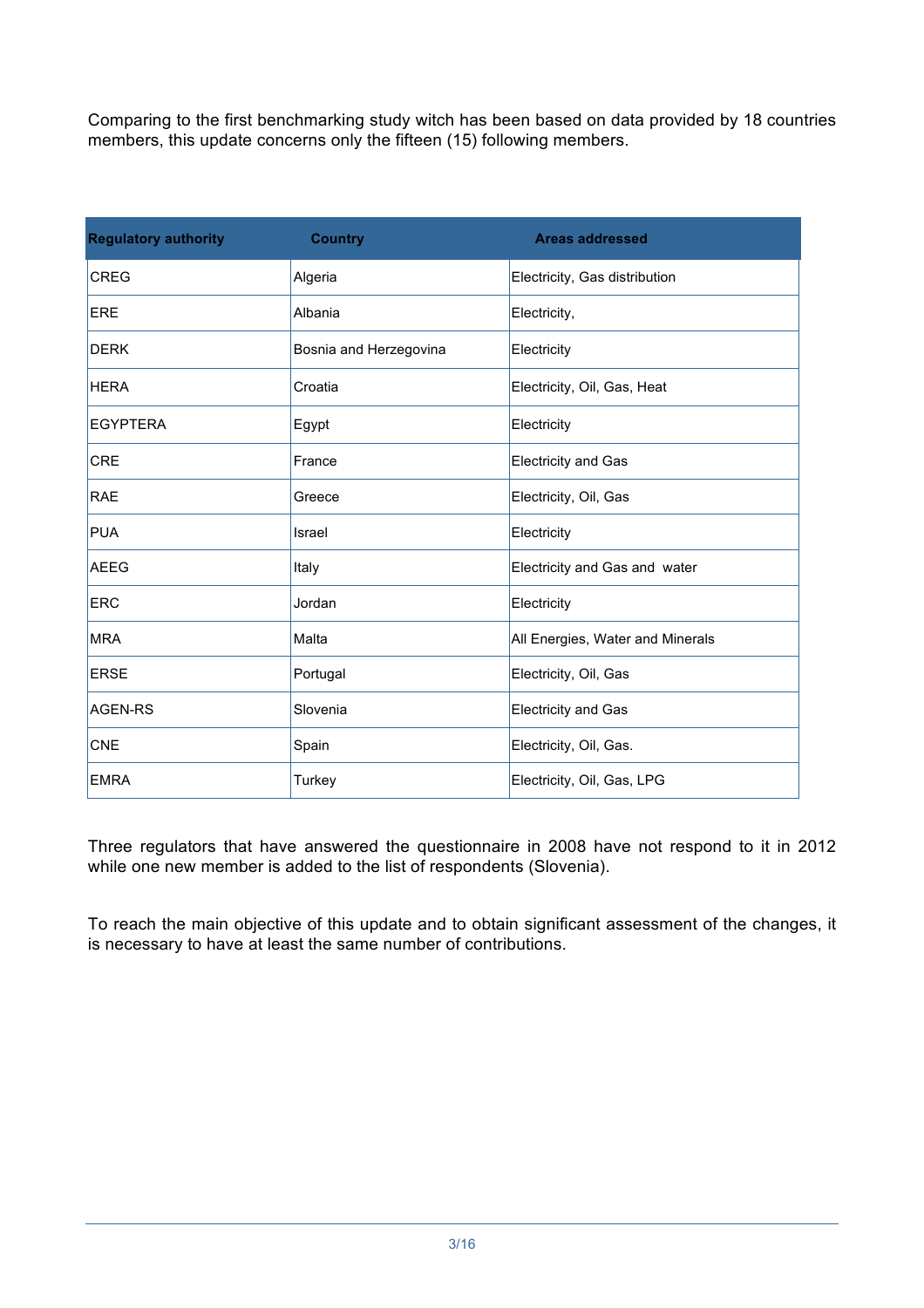Comparing to the first benchmarking study witch has been based on data provided by 18 countries members, this update concerns only the fifteen (15) following members.

| Regulatory authority | Country | Areas addressed |
| --- | --- | --- |
| CREG | Algeria | Electricity, Gas distribution |
| ERE | Albania | Electricity, |
| DERK | Bosnia and Herzegovina | Electricity |
| HERA | Croatia | Electricity, Oil, Gas, Heat |
| EGYPTERA | Egypt | Electricity |
| CRE | France | Electricity and Gas |
| RAE | Greece | Electricity, Oil, Gas |
| PUA | Israel | Electricity |
| AEEG | Italy | Electricity and Gas and water |
| ERC | Jordan | Electricity |
| MRA | Malta | All Energies, Water and Minerals |
| ERSE | Portugal | Electricity, Oil, Gas |
| AGEN-RS | Slovenia | Electricity and Gas |
| CNE | Spain | Electricity, Oil, Gas. |
| EMRA | Turkey | Electricity, Oil, Gas, LPG |

Three regulators that have answered the questionnaire in 2008 have not respond to it in 2012 while one new member is added to the list of respondents (Slovenia).

To reach the main objective of this update and to obtain significant assessment of the changes, it is necessary to have at least the same number of contributions.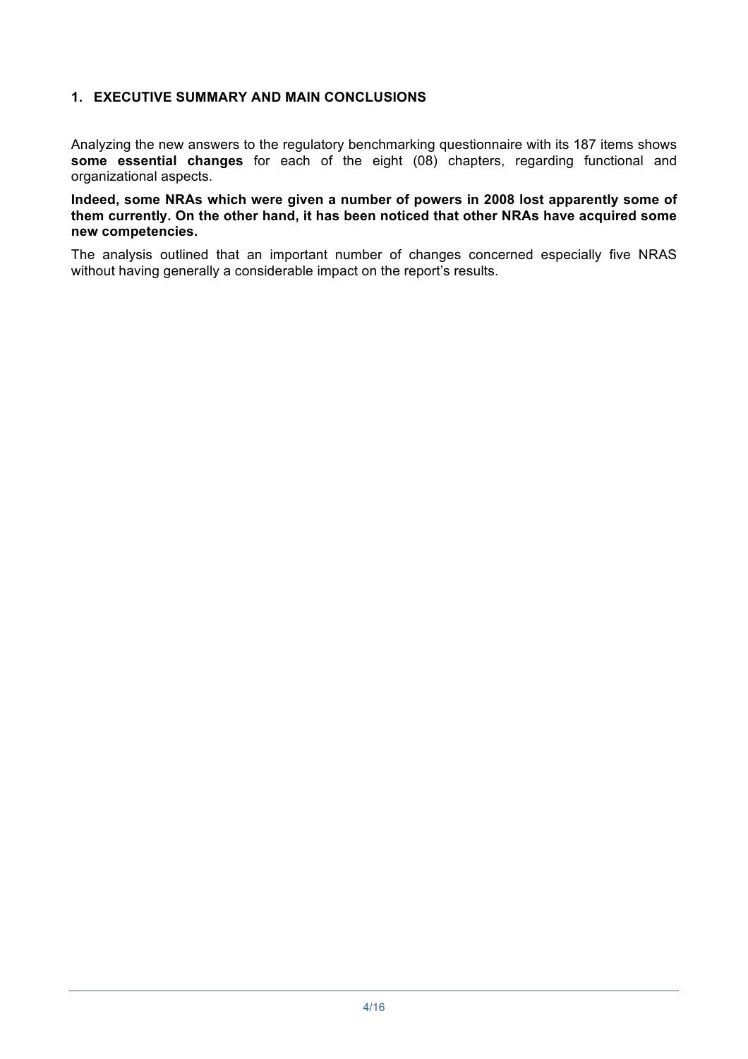## 1. EXECUTIVE SUMMARY AND MAIN CONCLUSIONS

Analyzing the new answers to the regulatory benchmarking questionnaire with its 187 items shows **some essential changes** for each of the eight (08) chapters, regarding functional and organizational aspects.

**Indeed, some NRAs which were given a number of powers in 2008 lost apparently some of them currently. On the other hand, it has been noticed that other NRAs have acquired some new competencies.**

The analysis outlined that an important number of changes concerned especially five NRAS without having generally a considerable impact on the report's results.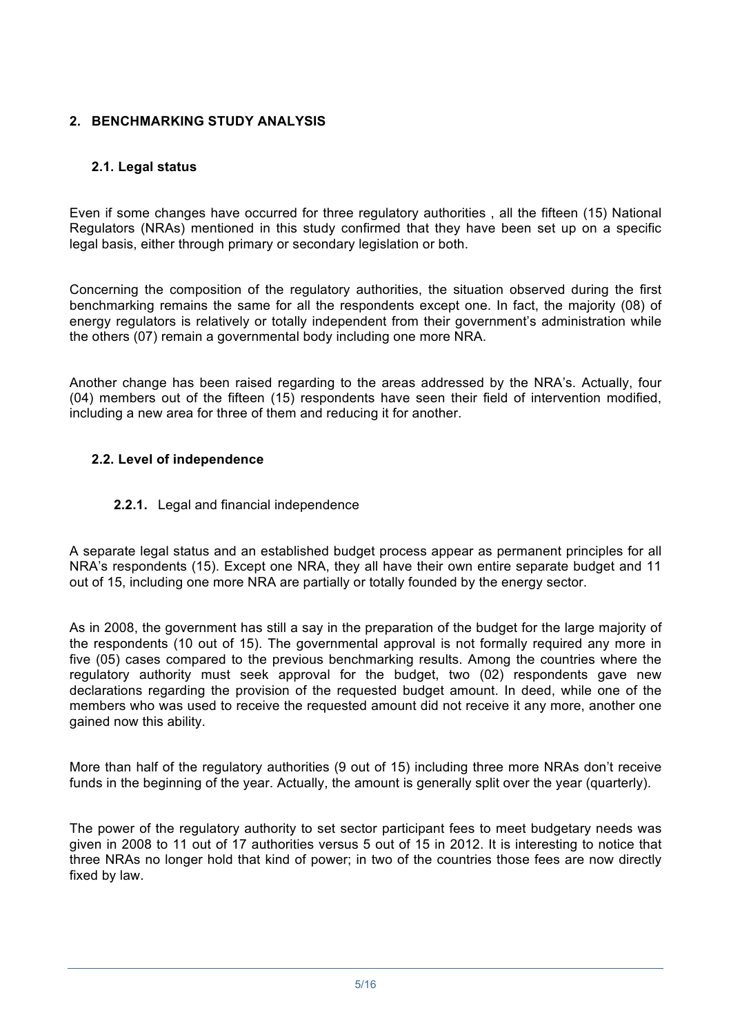## 2. BENCHMARKING STUDY ANALYSIS

### 2.1. Legal status

Even if some changes have occurred for three regulatory authorities , all the fifteen (15) National Regulators (NRAs) mentioned in this study confirmed that they have been set up on a specific legal basis, either through primary or secondary legislation or both.

Concerning the composition of the regulatory authorities, the situation observed during the first benchmarking remains the same for all the respondents except one. In fact, the majority (08) of energy regulators is relatively or totally independent from their government's administration while the others (07) remain a governmental body including one more NRA.

Another change has been raised regarding to the areas addressed by the NRA's. Actually, four (04) members out of the fifteen (15) respondents have seen their field of intervention modified, including a new area for three of them and reducing it for another.

### 2.2. Level of independence

#### 2.2.1. Legal and financial independence

A separate legal status and an established budget process appear as permanent principles for all NRA's respondents (15). Except one NRA, they all have their own entire separate budget and 11 out of 15, including one more NRA are partially or totally founded by the energy sector.

As in 2008, the government has still a say in the preparation of the budget for the large majority of the respondents (10 out of 15). The governmental approval is not formally required any more in five (05) cases compared to the previous benchmarking results. Among the countries where the regulatory authority must seek approval for the budget, two (02) respondents gave new declarations regarding the provision of the requested budget amount. In deed, while one of the members who was used to receive the requested amount did not receive it any more, another one gained now this ability.

More than half of the regulatory authorities (9 out of 15) including three more NRAs don't receive funds in the beginning of the year. Actually, the amount is generally split over the year (quarterly).

The power of the regulatory authority to set sector participant fees to meet budgetary needs was given in 2008 to 11 out of 17 authorities versus 5 out of 15 in 2012. It is interesting to notice that three NRAs no longer hold that kind of power; in two of the countries those fees are now directly fixed by law.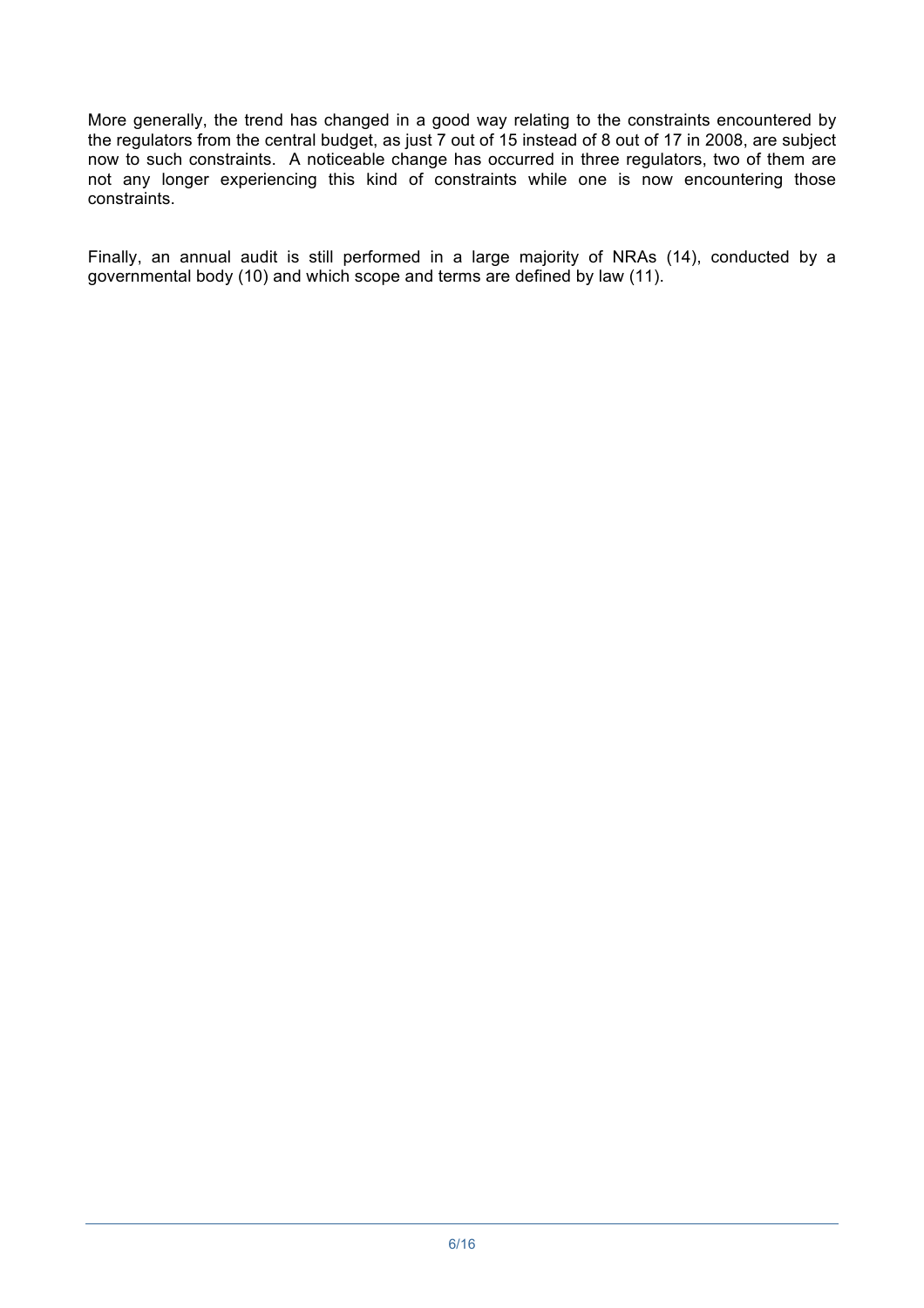More generally, the trend has changed in a good way relating to the constraints encountered by the regulators from the central budget, as just 7 out of 15 instead of 8 out of 17 in 2008, are subject now to such constraints. A noticeable change has occurred in three regulators, two of them are not any longer experiencing this kind of constraints while one is now encountering those constraints.

Finally, an annual audit is still performed in a large majority of NRAs (14), conducted by a governmental body (10) and which scope and terms are defined by law (11).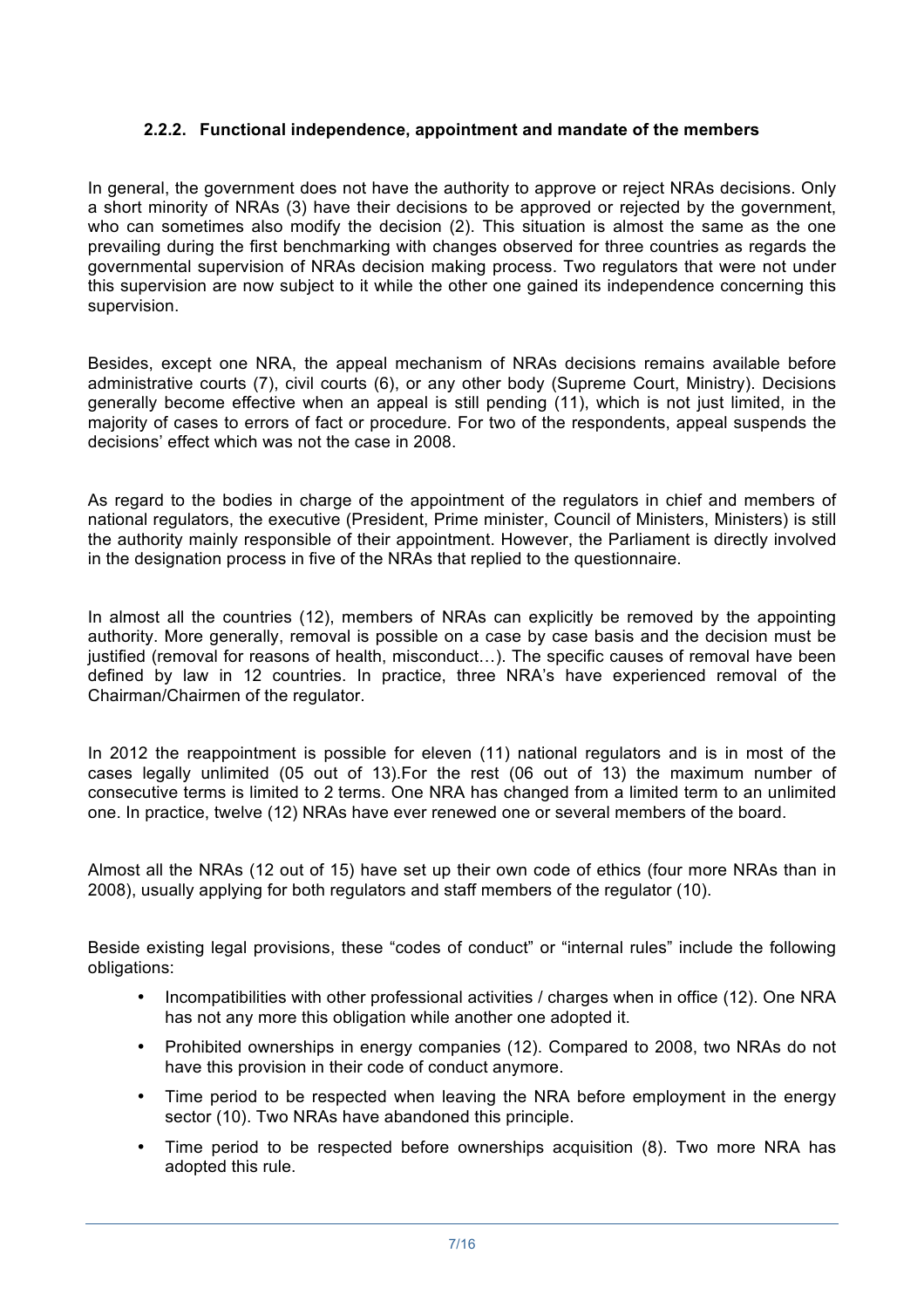### 2.2.2. Functional independence, appointment and mandate of the members

In general, the government does not have the authority to approve or reject NRAs decisions. Only a short minority of NRAs (3) have their decisions to be approved or rejected by the government, who can sometimes also modify the decision (2). This situation is almost the same as the one prevailing during the first benchmarking with changes observed for three countries as regards the governmental supervision of NRAs decision making process. Two regulators that were not under this supervision are now subject to it while the other one gained its independence concerning this supervision.

Besides, except one NRA, the appeal mechanism of NRAs decisions remains available before administrative courts (7), civil courts (6), or any other body (Supreme Court, Ministry). Decisions generally become effective when an appeal is still pending (11), which is not just limited, in the majority of cases to errors of fact or procedure. For two of the respondents, appeal suspends the decisions' effect which was not the case in 2008.

As regard to the bodies in charge of the appointment of the regulators in chief and members of national regulators, the executive (President, Prime minister, Council of Ministers, Ministers) is still the authority mainly responsible of their appointment. However, the Parliament is directly involved in the designation process in five of the NRAs that replied to the questionnaire.

In almost all the countries (12), members of NRAs can explicitly be removed by the appointing authority. More generally, removal is possible on a case by case basis and the decision must be justified (removal for reasons of health, misconduct…). The specific causes of removal have been defined by law in 12 countries. In practice, three NRA's have experienced removal of the Chairman/Chairmen of the regulator.

In 2012 the reappointment is possible for eleven (11) national regulators and is in most of the cases legally unlimited (05 out of 13).For the rest (06 out of 13) the maximum number of consecutive terms is limited to 2 terms. One NRA has changed from a limited term to an unlimited one. In practice, twelve (12) NRAs have ever renewed one or several members of the board.

Almost all the NRAs (12 out of 15) have set up their own code of ethics (four more NRAs than in 2008), usually applying for both regulators and staff members of the regulator (10).

Beside existing legal provisions, these "codes of conduct" or "internal rules" include the following obligations:

- Incompatibilities with other professional activities / charges when in office (12). One NRA has not any more this obligation while another one adopted it.
- Prohibited ownerships in energy companies (12). Compared to 2008, two NRAs do not have this provision in their code of conduct anymore.
- Time period to be respected when leaving the NRA before employment in the energy sector (10). Two NRAs have abandoned this principle.
- Time period to be respected before ownerships acquisition (8). Two more NRA has adopted this rule.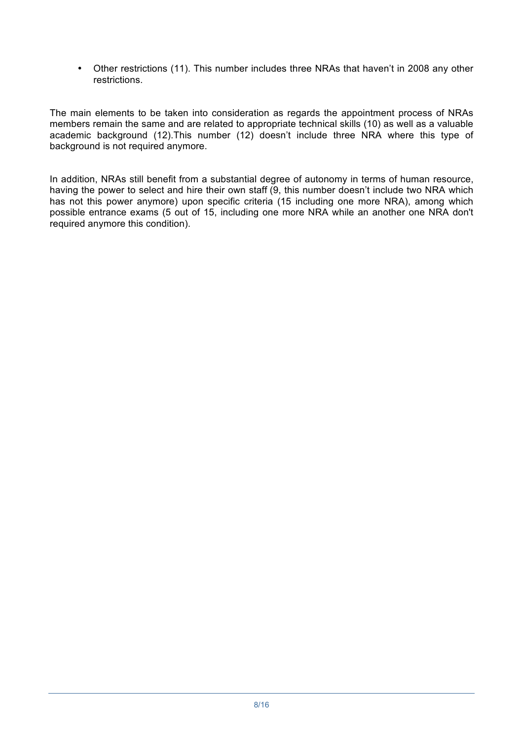- Other restrictions (11). This number includes three NRAs that haven't in 2008 any other restrictions.

The main elements to be taken into consideration as regards the appointment process of NRAs members remain the same and are related to appropriate technical skills (10) as well as a valuable academic background (12).This number (12) doesn't include three NRA where this type of background is not required anymore.

In addition, NRAs still benefit from a substantial degree of autonomy in terms of human resource, having the power to select and hire their own staff (9, this number doesn't include two NRA which has not this power anymore) upon specific criteria (15 including one more NRA), among which possible entrance exams (5 out of 15, including one more NRA while an another one NRA don't required anymore this condition).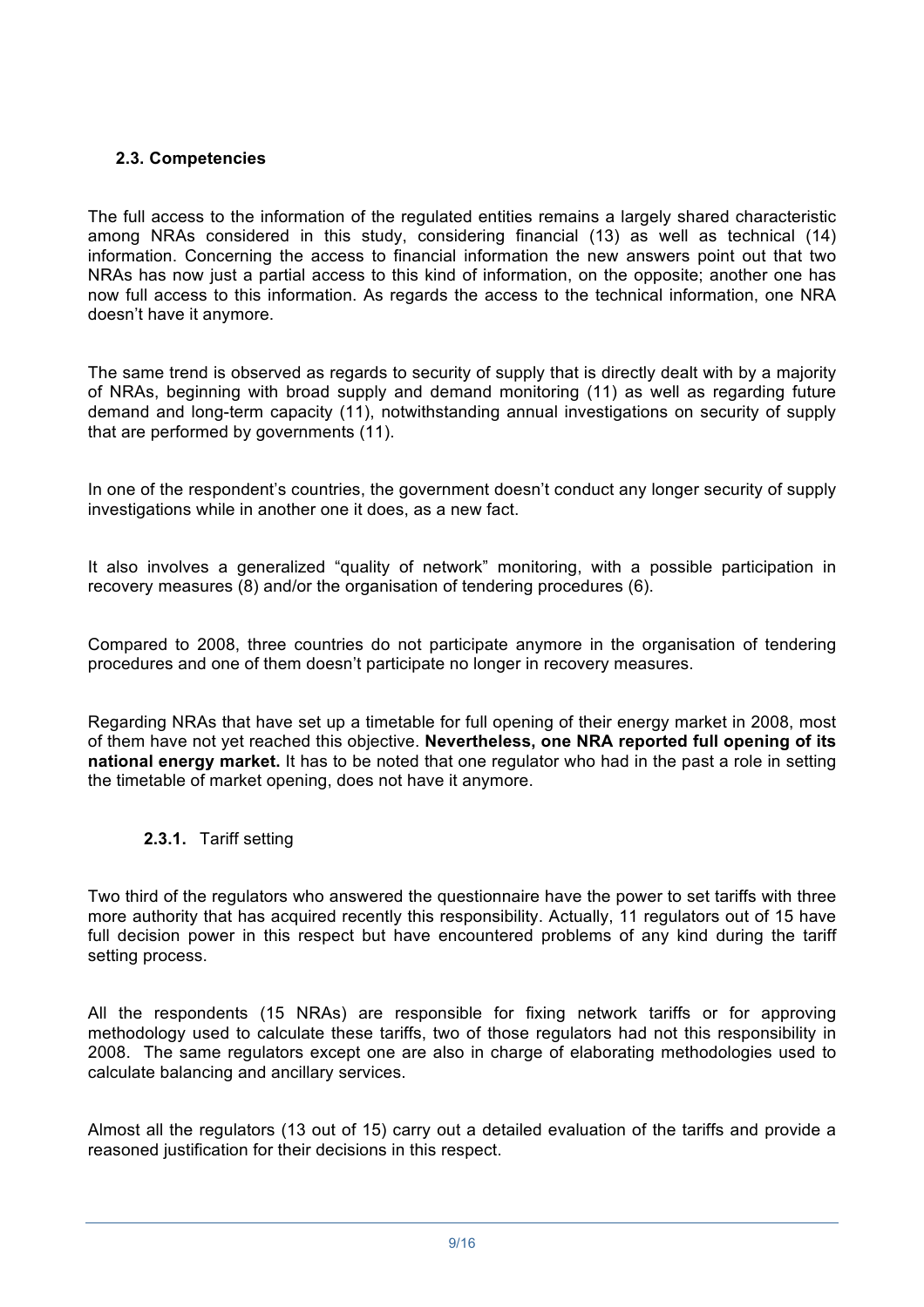### 2.3. Competencies

The full access to the information of the regulated entities remains a largely shared characteristic among NRAs considered in this study, considering financial (13) as well as technical (14) information. Concerning the access to financial information the new answers point out that two NRAs has now just a partial access to this kind of information, on the opposite; another one has now full access to this information. As regards the access to the technical information, one NRA doesn't have it anymore.

The same trend is observed as regards to security of supply that is directly dealt with by a majority of NRAs, beginning with broad supply and demand monitoring (11) as well as regarding future demand and long-term capacity (11), notwithstanding annual investigations on security of supply that are performed by governments (11).

In one of the respondent's countries, the government doesn't conduct any longer security of supply investigations while in another one it does, as a new fact.

It also involves a generalized "quality of network" monitoring, with a possible participation in recovery measures (8) and/or the organisation of tendering procedures (6).

Compared to 2008, three countries do not participate anymore in the organisation of tendering procedures and one of them doesn't participate no longer in recovery measures.

Regarding NRAs that have set up a timetable for full opening of their energy market in 2008, most of them have not yet reached this objective. **Nevertheless, one NRA reported full opening of its national energy market.** It has to be noted that one regulator who had in the past a role in setting the timetable of market opening, does not have it anymore.

#### 2.3.1. Tariff setting

Two third of the regulators who answered the questionnaire have the power to set tariffs with three more authority that has acquired recently this responsibility. Actually, 11 regulators out of 15 have full decision power in this respect but have encountered problems of any kind during the tariff setting process.

All the respondents (15 NRAs) are responsible for fixing network tariffs or for approving methodology used to calculate these tariffs, two of those regulators had not this responsibility in 2008. The same regulators except one are also in charge of elaborating methodologies used to calculate balancing and ancillary services.

Almost all the regulators (13 out of 15) carry out a detailed evaluation of the tariffs and provide a reasoned justification for their decisions in this respect.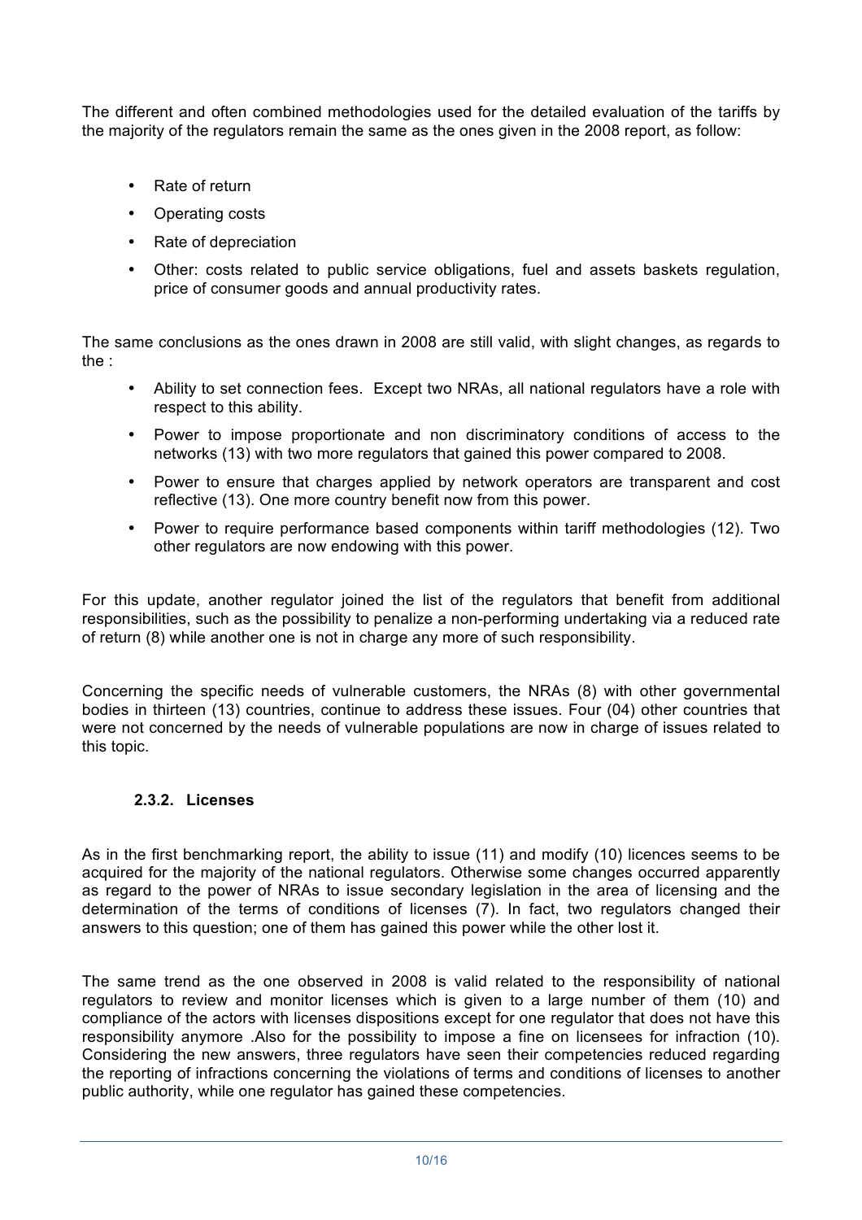The different and often combined methodologies used for the detailed evaluation of the tariffs by the majority of the regulators remain the same as the ones given in the 2008 report, as follow:

- Rate of return
- Operating costs
- Rate of depreciation
- Other: costs related to public service obligations, fuel and assets baskets regulation, price of consumer goods and annual productivity rates.

The same conclusions as the ones drawn in 2008 are still valid, with slight changes, as regards to the :

- Ability to set connection fees. Except two NRAs, all national regulators have a role with respect to this ability.
- Power to impose proportionate and non discriminatory conditions of access to the networks (13) with two more regulators that gained this power compared to 2008.
- Power to ensure that charges applied by network operators are transparent and cost reflective (13). One more country benefit now from this power.
- Power to require performance based components within tariff methodologies (12). Two other regulators are now endowing with this power.

For this update, another regulator joined the list of the regulators that benefit from additional responsibilities, such as the possibility to penalize a non-performing undertaking via a reduced rate of return (8) while another one is not in charge any more of such responsibility.

Concerning the specific needs of vulnerable customers, the NRAs (8) with other governmental bodies in thirteen (13) countries, continue to address these issues. Four (04) other countries that were not concerned by the needs of vulnerable populations are now in charge of issues related to this topic.

### 2.3.2. Licenses

As in the first benchmarking report, the ability to issue (11) and modify (10) licences seems to be acquired for the majority of the national regulators. Otherwise some changes occurred apparently as regard to the power of NRAs to issue secondary legislation in the area of licensing and the determination of the terms of conditions of licenses (7). In fact, two regulators changed their answers to this question; one of them has gained this power while the other lost it.

The same trend as the one observed in 2008 is valid related to the responsibility of national regulators to review and monitor licenses which is given to a large number of them (10) and compliance of the actors with licenses dispositions except for one regulator that does not have this responsibility anymore .Also for the possibility to impose a fine on licensees for infraction (10). Considering the new answers, three regulators have seen their competencies reduced regarding the reporting of infractions concerning the violations of terms and conditions of licenses to another public authority, while one regulator has gained these competencies.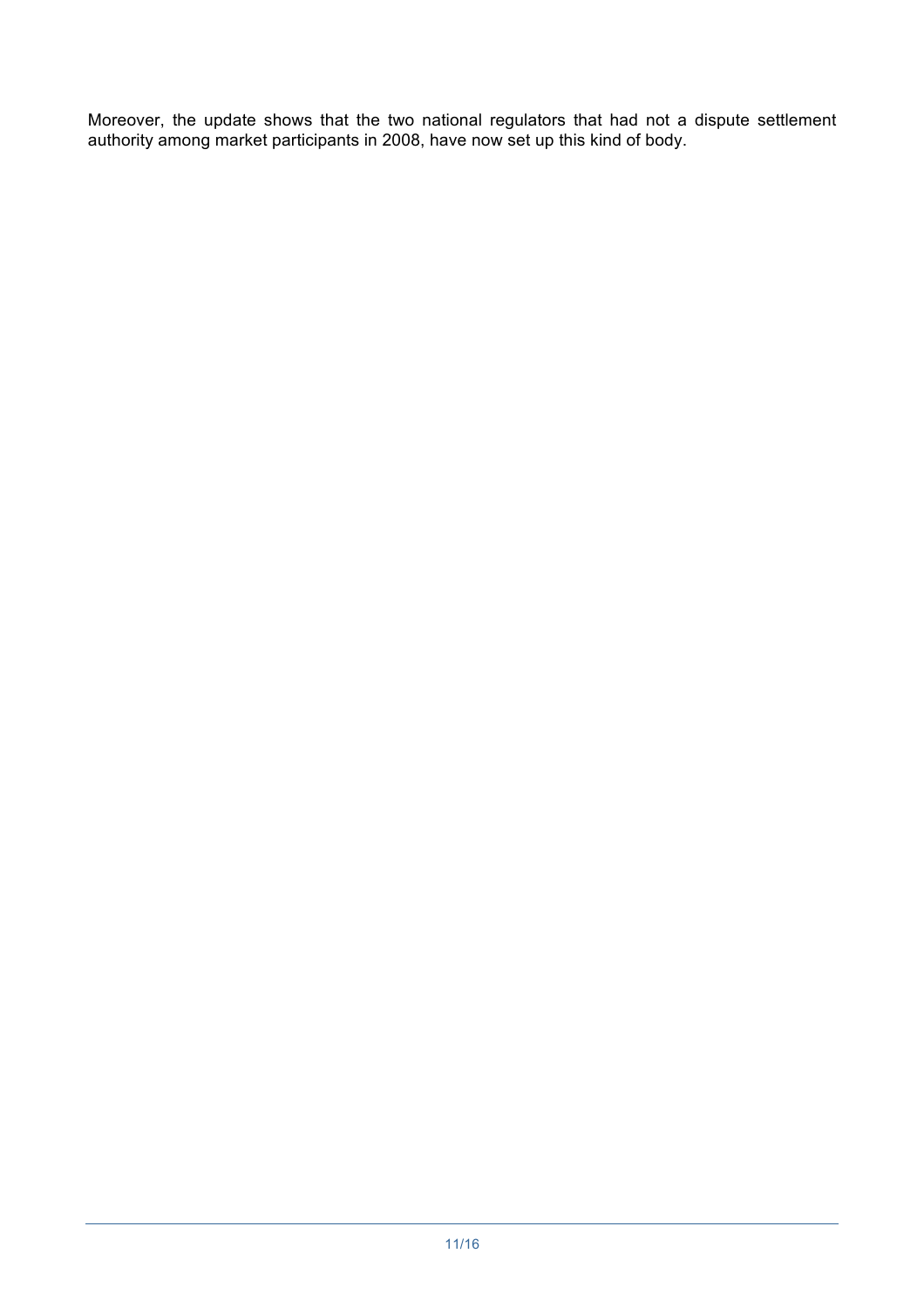Moreover, the update shows that the two national regulators that had not a dispute settlement authority among market participants in 2008, have now set up this kind of body.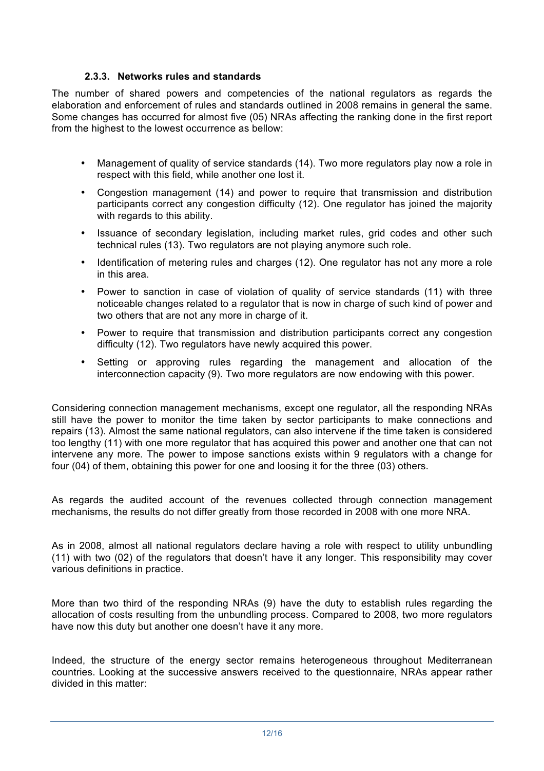### 2.3.3. Networks rules and standards

The number of shared powers and competencies of the national regulators as regards the elaboration and enforcement of rules and standards outlined in 2008 remains in general the same. Some changes has occurred for almost five (05) NRAs affecting the ranking done in the first report from the highest to the lowest occurrence as bellow:

- Management of quality of service standards (14). Two more regulators play now a role in respect with this field, while another one lost it.
- Congestion management (14) and power to require that transmission and distribution participants correct any congestion difficulty (12). One regulator has joined the majority with regards to this ability.
- Issuance of secondary legislation, including market rules, grid codes and other such technical rules (13). Two regulators are not playing anymore such role.
- Identification of metering rules and charges (12). One regulator has not any more a role in this area.
- Power to sanction in case of violation of quality of service standards (11) with three noticeable changes related to a regulator that is now in charge of such kind of power and two others that are not any more in charge of it.
- Power to require that transmission and distribution participants correct any congestion difficulty (12). Two regulators have newly acquired this power.
- Setting or approving rules regarding the management and allocation of the interconnection capacity (9). Two more regulators are now endowing with this power.

Considering connection management mechanisms, except one regulator, all the responding NRAs still have the power to monitor the time taken by sector participants to make connections and repairs (13). Almost the same national regulators, can also intervene if the time taken is considered too lengthy (11) with one more regulator that has acquired this power and another one that can not intervene any more. The power to impose sanctions exists within 9 regulators with a change for four (04) of them, obtaining this power for one and loosing it for the three (03) others.

As regards the audited account of the revenues collected through connection management mechanisms, the results do not differ greatly from those recorded in 2008 with one more NRA.

As in 2008, almost all national regulators declare having a role with respect to utility unbundling (11) with two (02) of the regulators that doesn't have it any longer. This responsibility may cover various definitions in practice.

More than two third of the responding NRAs (9) have the duty to establish rules regarding the allocation of costs resulting from the unbundling process. Compared to 2008, two more regulators have now this duty but another one doesn't have it any more.

Indeed, the structure of the energy sector remains heterogeneous throughout Mediterranean countries. Looking at the successive answers received to the questionnaire, NRAs appear rather divided in this matter: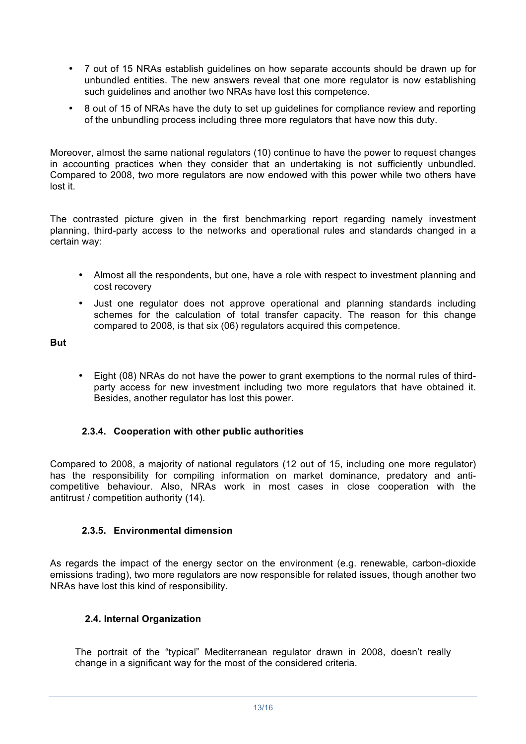- 7 out of 15 NRAs establish guidelines on how separate accounts should be drawn up for unbundled entities. The new answers reveal that one more regulator is now establishing such guidelines and another two NRAs have lost this competence.
- 8 out of 15 of NRAs have the duty to set up guidelines for compliance review and reporting of the unbundling process including three more regulators that have now this duty.

Moreover, almost the same national regulators (10) continue to have the power to request changes in accounting practices when they consider that an undertaking is not sufficiently unbundled. Compared to 2008, two more regulators are now endowed with this power while two others have lost it.

The contrasted picture given in the first benchmarking report regarding namely investment planning, third-party access to the networks and operational rules and standards changed in a certain way:

- Almost all the respondents, but one, have a role with respect to investment planning and cost recovery
- Just one regulator does not approve operational and planning standards including schemes for the calculation of total transfer capacity. The reason for this change compared to 2008, is that six (06) regulators acquired this competence.

**But**

- Eight (08) NRAs do not have the power to grant exemptions to the normal rules of third-party access for new investment including two more regulators that have obtained it. Besides, another regulator has lost this power.

### 2.3.4. Cooperation with other public authorities

Compared to 2008, a majority of national regulators (12 out of 15, including one more regulator) has the responsibility for compiling information on market dominance, predatory and anti-competitive behaviour. Also, NRAs work in most cases in close cooperation with the antitrust / competition authority (14).

### 2.3.5. Environmental dimension

As regards the impact of the energy sector on the environment (e.g. renewable, carbon-dioxide emissions trading), two more regulators are now responsible for related issues, though another two NRAs have lost this kind of responsibility.

## 2.4. Internal Organization

The portrait of the "typical" Mediterranean regulator drawn in 2008, doesn't really change in a significant way for the most of the considered criteria.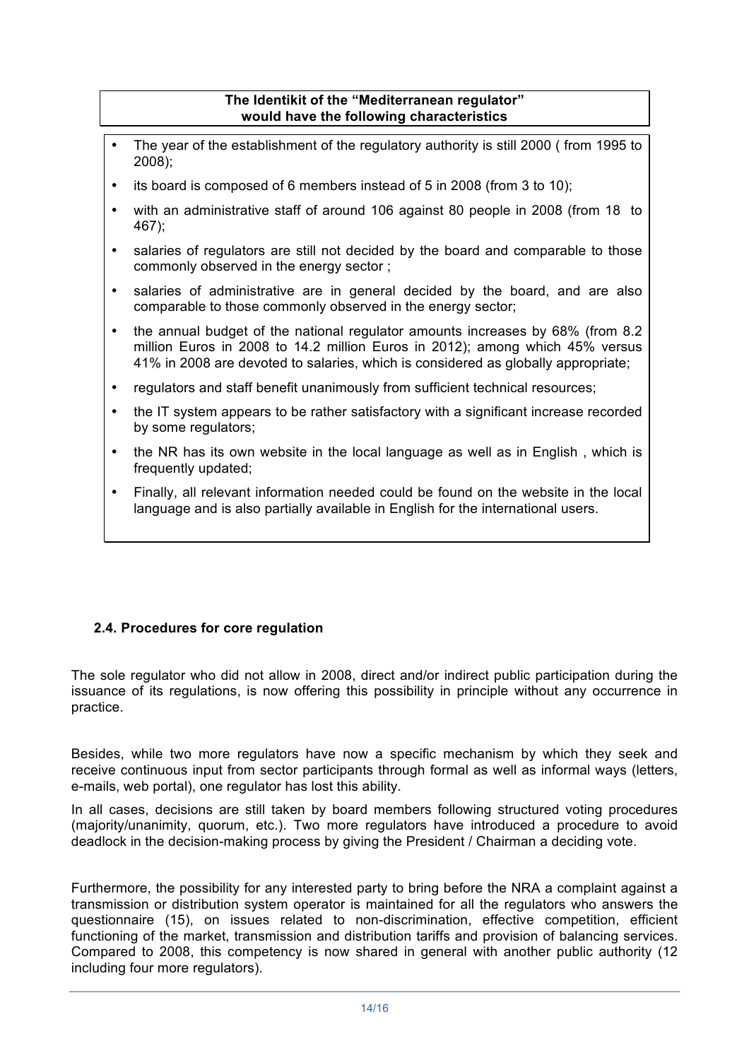**The Identikit of the "Mediterranean regulator" would have the following characteristics**

- The year of the establishment of the regulatory authority is still 2000 ( from 1995 to 2008);
- its board is composed of 6 members instead of 5 in 2008 (from 3 to 10);
- with an administrative staff of around 106 against 80 people in 2008 (from 18 to 467);
- salaries of regulators are still not decided by the board and comparable to those commonly observed in the energy sector ;
- salaries of administrative are in general decided by the board, and are also comparable to those commonly observed in the energy sector;
- the annual budget of the national regulator amounts increases by 68% (from 8.2 million Euros in 2008 to 14.2 million Euros in 2012); among which 45% versus 41% in 2008 are devoted to salaries, which is considered as globally appropriate;
- regulators and staff benefit unanimously from sufficient technical resources;
- the IT system appears to be rather satisfactory with a significant increase recorded by some regulators;
- the NR has its own website in the local language as well as in English , which is frequently updated;
- Finally, all relevant information needed could be found on the website in the local language and is also partially available in English for the international users.

### 2.4. Procedures for core regulation

The sole regulator who did not allow in 2008, direct and/or indirect public participation during the issuance of its regulations, is now offering this possibility in principle without any occurrence in practice.

Besides, while two more regulators have now a specific mechanism by which they seek and receive continuous input from sector participants through formal as well as informal ways (letters, e-mails, web portal), one regulator has lost this ability.

In all cases, decisions are still taken by board members following structured voting procedures (majority/unanimity, quorum, etc.). Two more regulators have introduced a procedure to avoid deadlock in the decision-making process by giving the President / Chairman a deciding vote.

Furthermore, the possibility for any interested party to bring before the NRA a complaint against a transmission or distribution system operator is maintained for all the regulators who answers the questionnaire (15), on issues related to non-discrimination, effective competition, efficient functioning of the market, transmission and distribution tariffs and provision of balancing services. Compared to 2008, this competency is now shared in general with another public authority (12 including four more regulators).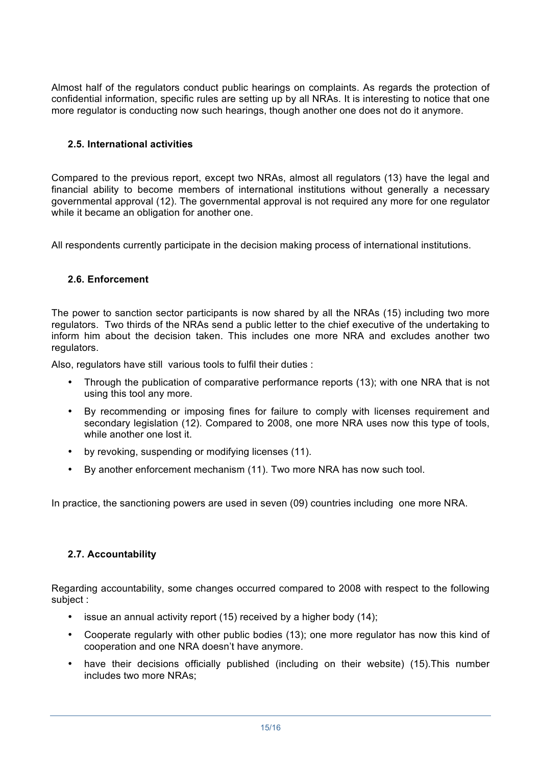Almost half of the regulators conduct public hearings on complaints. As regards the protection of confidential information, specific rules are setting up by all NRAs. It is interesting to notice that one more regulator is conducting now such hearings, though another one does not do it anymore.

### 2.5. International activities

Compared to the previous report, except two NRAs, almost all regulators (13) have the legal and financial ability to become members of international institutions without generally a necessary governmental approval (12). The governmental approval is not required any more for one regulator while it became an obligation for another one.

All respondents currently participate in the decision making process of international institutions.

### 2.6. Enforcement

The power to sanction sector participants is now shared by all the NRAs (15) including two more regulators. Two thirds of the NRAs send a public letter to the chief executive of the undertaking to inform him about the decision taken. This includes one more NRA and excludes another two regulators.

Also, regulators have still various tools to fulfil their duties :

- Through the publication of comparative performance reports (13); with one NRA that is not using this tool any more.
- By recommending or imposing fines for failure to comply with licenses requirement and secondary legislation (12). Compared to 2008, one more NRA uses now this type of tools, while another one lost it.
- by revoking, suspending or modifying licenses (11).
- By another enforcement mechanism (11). Two more NRA has now such tool.

In practice, the sanctioning powers are used in seven (09) countries including one more NRA.

### 2.7. Accountability

Regarding accountability, some changes occurred compared to 2008 with respect to the following subject :

- issue an annual activity report (15) received by a higher body (14);
- Cooperate regularly with other public bodies (13); one more regulator has now this kind of cooperation and one NRA doesn't have anymore.
- have their decisions officially published (including on their website) (15).This number includes two more NRAs;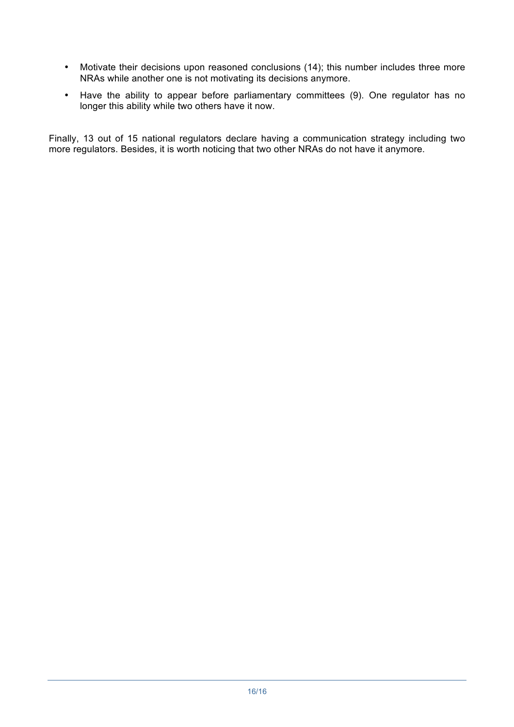- Motivate their decisions upon reasoned conclusions (14); this number includes three more NRAs while another one is not motivating its decisions anymore.
- Have the ability to appear before parliamentary committees (9). One regulator has no longer this ability while two others have it now.

Finally, 13 out of 15 national regulators declare having a communication strategy including two more regulators. Besides, it is worth noticing that two other NRAs do not have it anymore.